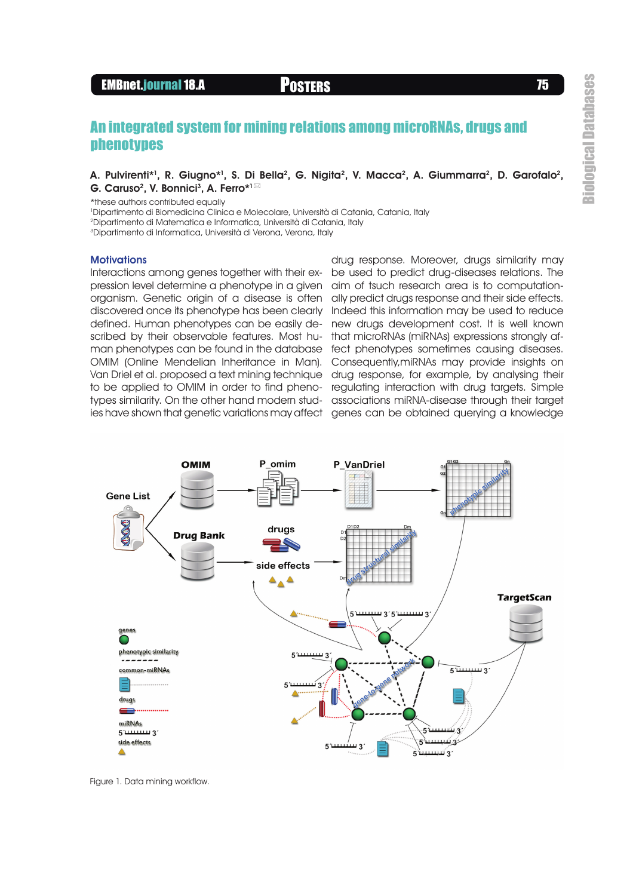# An integrated system for mining relations among microRNAs, drugs and phenotypes

**A. Pulvirenti*[1], R. Giugno*[1], S. Di Bella[2], G. Nigita[2], V. Macca[2], A. Giummarra[2], D. Garofalo[2], G. Caruso[2], V. Bonnici[3], A. Ferro*[1]**

*these authors contributed equally
[1]Dipartimento di Biomedicina Clinica e Molecolare, Università di Catania, Catania, Italy
[2]Dipartimento di Matematica e Informatica, Università di Catania, Italy
[3]Dipartimento di Informatica, Università di Verona, Verona, Italy

## Motivations

Interactions among genes together with their expression level determine a phenotype in a given organism. Genetic origin of a disease is often discovered once its phenotype has been clearly defined. Human phenotypes can be easily described by their observable features. Most human phenotypes can be found in the database OMIM (Online Mendelian Inheritance in Man). Van Driel et al. proposed a text mining technique to be applied to OMIM in order to find phenotypes similarity. On the other hand modern studies have shown that genetic variations may affect drug response. Moreover, drugs similarity may be used to predict drug-diseases relations. The aim of tsuch research area is to computationally predict drugs response and their side effects. Indeed this information may be used to reduce new drugs development cost. It is well known that microRNAs (miRNAs) expressions strongly affect phenotypes sometimes causing diseases. Consequently,miRNAs may provide insights on drug response, for example, by analysing their regulating interaction with drug targets. Simple associations miRNA-disease through their target genes can be obtained querying a knowledge

Figure 1. Data mining workflow.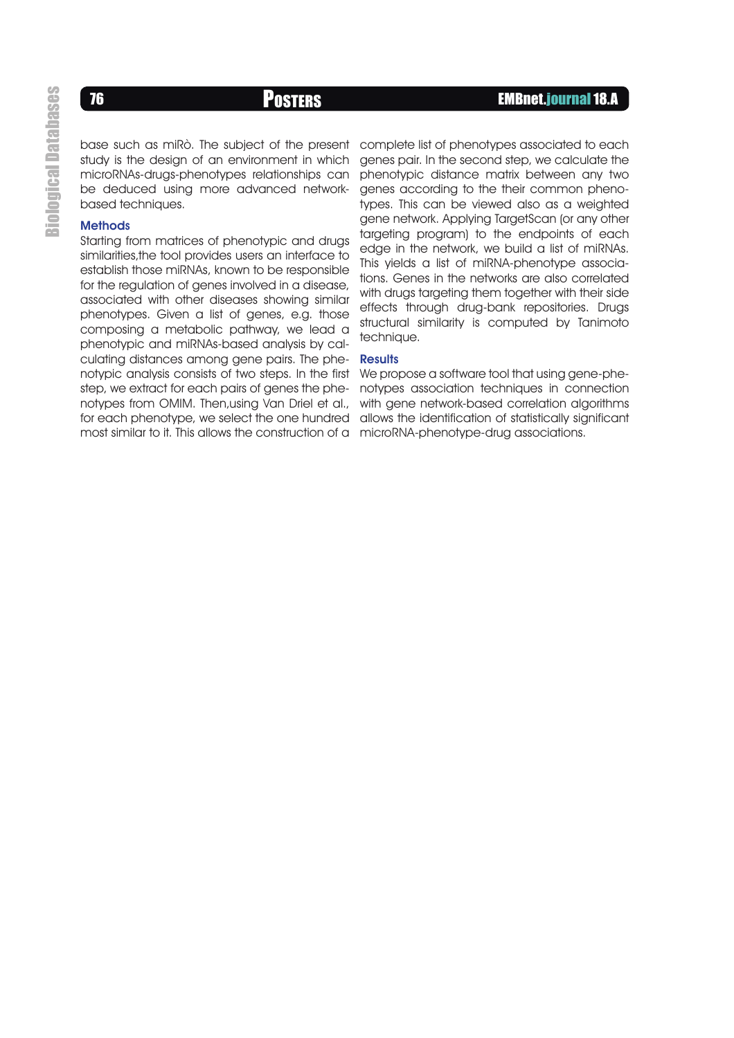base such as miRò. The subject of the present study is the design of an environment in which microRNAs-drugs-phenotypes relationships can be deduced using more advanced network-based techniques.

### Methods

Starting from matrices of phenotypic and drugs similarities,the tool provides users an interface to establish those miRNAs, known to be responsible for the regulation of genes involved in a disease, associated with other diseases showing similar phenotypes. Given a list of genes, e.g. those composing a metabolic pathway, we lead a phenotypic and miRNAs-based analysis by calculating distances among gene pairs. The phenotypic analysis consists of two steps. In the first step, we extract for each pairs of genes the phenotypes from OMIM. Then,using Van Driel et al., for each phenotype, we select the one hundred most similar to it. This allows the construction of a complete list of phenotypes associated to each genes pair. In the second step, we calculate the phenotypic distance matrix between any two genes according to the their common phenotypes. This can be viewed also as a weighted gene network. Applying TargetScan (or any other targeting program) to the endpoints of each edge in the network, we build a list of miRNAs. This yields a list of miRNA-phenotype associations. Genes in the networks are also correlated with drugs targeting them together with their side effects through drug-bank repositories. Drugs structural similarity is computed by Tanimoto technique.

### Results

We propose a software tool that using gene-phenotypes association techniques in connection with gene network-based correlation algorithms allows the identification of statistically significant microRNA-phenotype-drug associations.